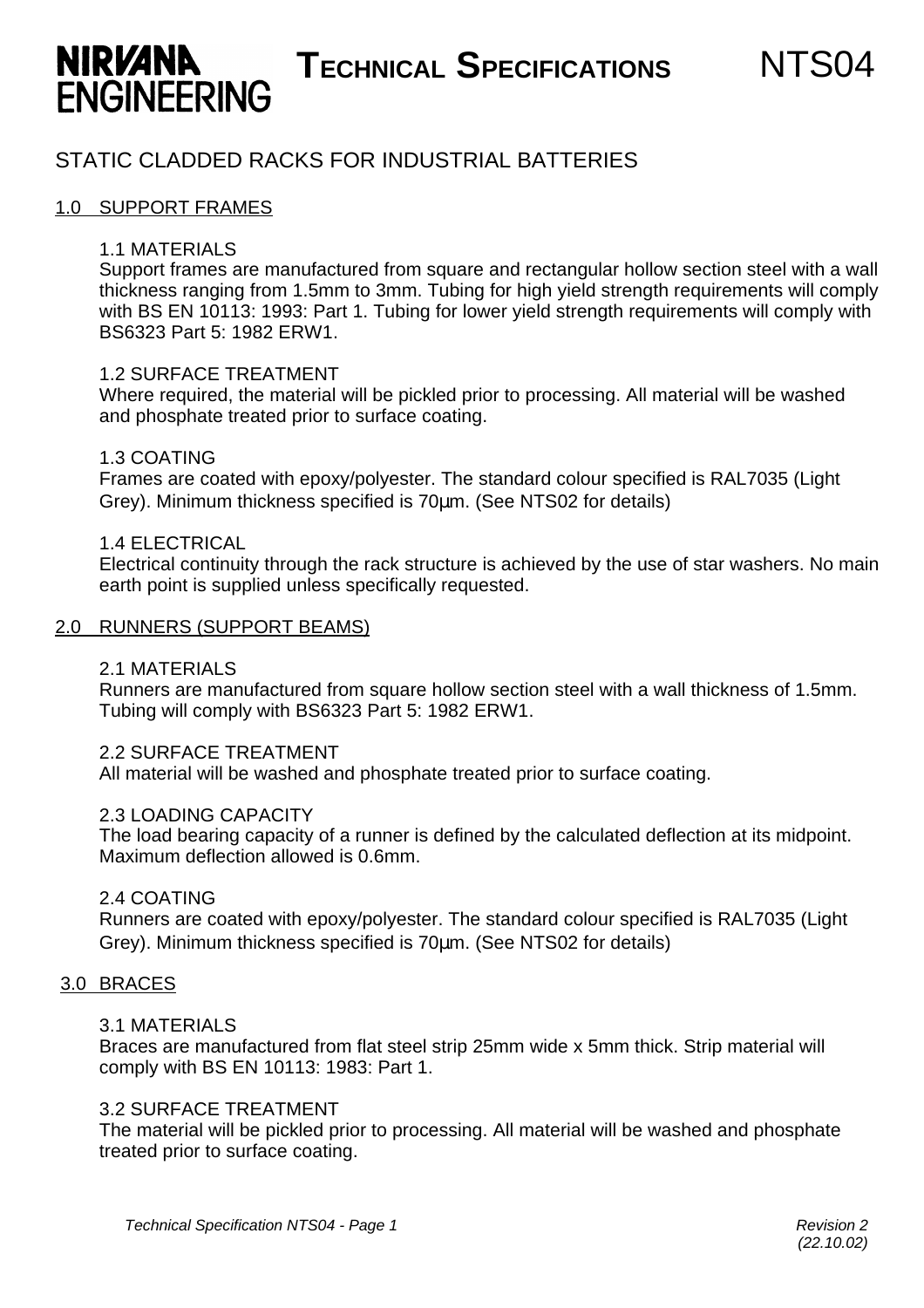**NIRVANA ENGINEERING** — **TECHNICAL SPECIFICATIONS** NTS04

# STATIC CLADDED RACKS FOR INDUSTRIAL BATTERIES

## 1.0 SUPPORT FRAMES

### 1.1 MATERIALS

Support frames are manufactured from square and rectangular hollow section steel with a wall thickness ranging from 1.5mm to 3mm. Tubing for high yield strength requirements will comply with BS EN 10113: 1993: Part 1. Tubing for lower yield strength requirements will comply with BS6323 Part 5: 1982 ERW1.

### 1.2 SURFACE TREATMENT

Where required, the material will be pickled prior to processing. All material will be washed and phosphate treated prior to surface coating.

### 1.3 COATING

Frames are coated with epoxy/polyester. The standard colour specified is RAL7035 (Light Grey). Minimum thickness specified is 70μm. (See NTS02 for details)

### 1.4 ELECTRICAL

Electrical continuity through the rack structure is achieved by the use of star washers. No main earth point is supplied unless specifically requested.

## 2.0 RUNNERS (SUPPORT BEAMS)

### 2.1 MATERIALS

Runners are manufactured from square hollow section steel with a wall thickness of 1.5mm. Tubing will comply with BS6323 Part 5: 1982 ERW1.

### 2.2 SURFACE TREATMENT

All material will be washed and phosphate treated prior to surface coating.

### 2.3 LOADING CAPACITY

The load bearing capacity of a runner is defined by the calculated deflection at its midpoint. Maximum deflection allowed is 0.6mm.

### 2.4 COATING

Runners are coated with epoxy/polyester. The standard colour specified is RAL7035 (Light Grey). Minimum thickness specified is 70μm. (See NTS02 for details)

## 3.0 BRACES

### 3.1 MATERIALS

Braces are manufactured from flat steel strip 25mm wide x 5mm thick. Strip material will comply with BS EN 10113: 1983: Part 1.

### 3.2 SURFACE TREATMENT

The material will be pickled prior to processing. All material will be washed and phosphate treated prior to surface coating.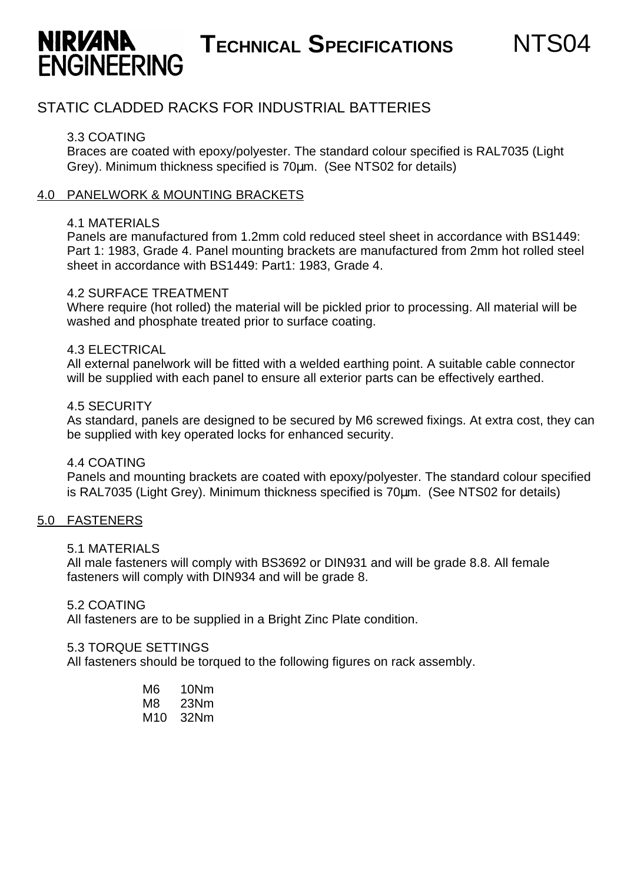# STATIC CLADDED RACKS FOR INDUSTRIAL BATTERIES

### 3.3 COATING

Braces are coated with epoxy/polyester. The standard colour specified is RAL7035 (Light Grey). Minimum thickness specified is 70µm. (See NTS02 for details)

## 4.0 PANELWORK & MOUNTING BRACKETS

### 4.1 MATERIALS

Panels are manufactured from 1.2mm cold reduced steel sheet in accordance with BS1449: Part 1: 1983, Grade 4. Panel mounting brackets are manufactured from 2mm hot rolled steel sheet in accordance with BS1449: Part1: 1983, Grade 4.

### 4.2 SURFACE TREATMENT

Where require (hot rolled) the material will be pickled prior to processing. All material will be washed and phosphate treated prior to surface coating.

### 4.3 ELECTRICAL

All external panelwork will be fitted with a welded earthing point. A suitable cable connector will be supplied with each panel to ensure all exterior parts can be effectively earthed.

### 4.5 SECURITY

As standard, panels are designed to be secured by M6 screwed fixings. At extra cost, they can be supplied with key operated locks for enhanced security.

### 4.4 COATING

Panels and mounting brackets are coated with epoxy/polyester. The standard colour specified is RAL7035 (Light Grey). Minimum thickness specified is 70µm. (See NTS02 for details)

## 5.0 FASTENERS

### 5.1 MATERIALS

All male fasteners will comply with BS3692 or DIN931 and will be grade 8.8. All female fasteners will comply with DIN934 and will be grade 8.

### 5.2 COATING

All fasteners are to be supplied in a Bright Zinc Plate condition.

### 5.3 TORQUE SETTINGS

All fasteners should be torqued to the following figures on rack assembly.

| | |
|---|---|
| M6 | 10Nm |
| M8 | 23Nm |
| M10 | 32Nm |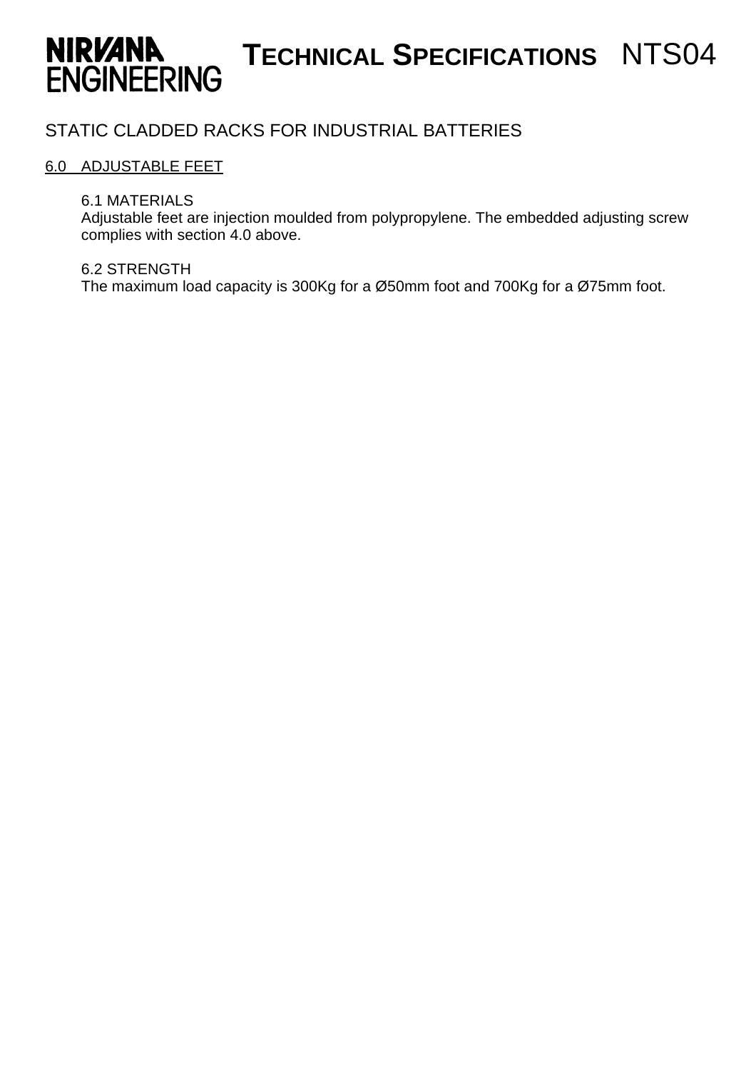## STATIC CLADDED RACKS FOR INDUSTRIAL BATTERIES

### 6.0 ADJUSTABLE FEET

6.1 MATERIALS
Adjustable feet are injection moulded from polypropylene. The embedded adjusting screw complies with section 4.0 above.

6.2 STRENGTH
The maximum load capacity is 300Kg for a Ø50mm foot and 700Kg for a Ø75mm foot.